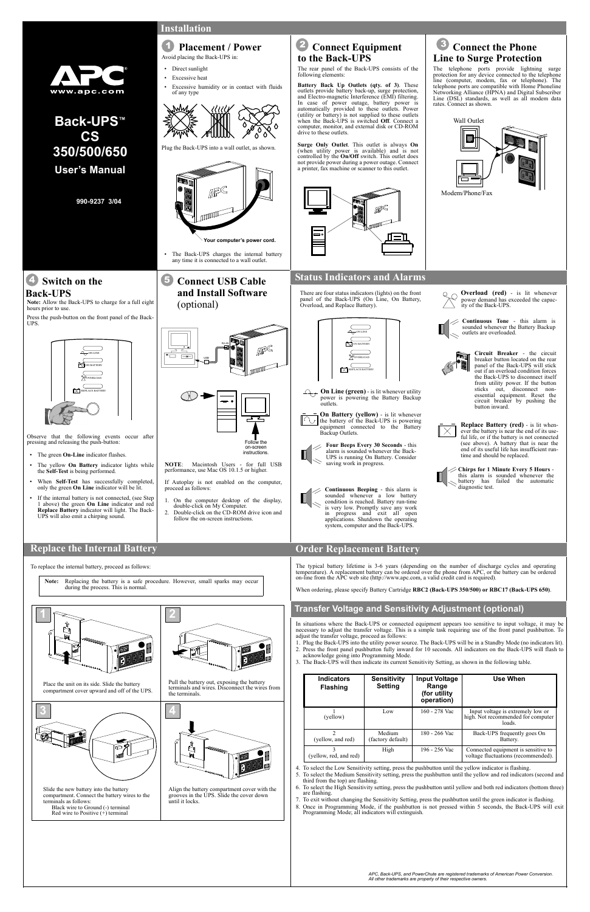# APC

www.apc.com

# Back-UPS™ CS 350/500/650

## User's Manual

990-9237 3/04

## Installation

### 1 Placement / Power

Avoid placing the Back-UPS in:

- Direct sunlight
- Excessive heat
- Excessive humidity or in contact with fluids of any type

Plug the Back-UPS into a wall outlet, as shown.

Your computer's power cord.

- The Back-UPS charges the internal battery any time it is connected to a wall outlet.

### 2 Connect Equipment to the Back-UPS

The rear panel of the Back-UPS consists of the following elements:

**Battery Back Up Outlets (qty. of 3)**. These outlets provide battery back-up, surge protection, and Electro-magnetic Interference (EMI) filtering. In case of power outage, battery power is automatically provided to these outlets. Power (utility or battery) is not supplied to these outlets when the Back-UPS is switched **Off**. Connect a computer, monitor, and external disk or CD-ROM drive to these outlets.

**Surge Only Outlet**. This outlet is always **On** (when utility power is available) and is not controlled by the **On/Off** switch. This outlet does not provide power during a power outage. Connect a printer, fax machine or scanner to this outlet.

### 3 Connect the Phone Line to Surge Protection

The telephone ports provide lightning surge protection for any device connected to the telephone line (computer, modem, fax or telephone). The telephone ports are compatible with Home Phoneline Networking Alliance (HPNA) and Digital Subscriber Line (DSL) standards, as well as all modem data rates. Connect as shown.

Wall Outlet

Modem/Phone/Fax

### 4 Switch on the Back-UPS

**Note:** Allow the Back-UPS to charge for a full eight hours prior to use.

Press the push-button on the front panel of the Back-UPS.

Observe that the following events occur after pressing and releasing the push-button:

- The green **On-Line** indicator flashes.
- The yellow **On Battery** indicator lights while the **Self-Test** is being performed.
- When **Self-Test** has successfully completed, only the green **On Line** indicator will be lit.
- If the internal battery is not connected, (see Step 1 above) the green **On Line** indicator and red **Replace Battery** indicator will light. The Back-UPS will also emit a chirping sound.

### 5 Connect USB Cable and Install Software (optional)

Follow the on-screen instructions.

**NOTE**: Macintosh Users - for full USB performance, use Mac OS 10.1.5 or higher.

If Autoplay is not enabled on the computer, proceed as follows:

1. On the computer desktop of the display, double-click on My Computer.
2. Double-click on the CD-ROM drive icon and follow the on-screen instructions.

## Status Indicators and Alarms

There are four status indicators (lights) on the front panel of the Back-UPS (On Line, On Battery, Overload, and Replace Battery).

**On Line (green)** - is lit whenever utility power is powering the Battery Backup outlets.

**On Battery (yellow)** - is lit whenever the battery of the Back-UPS is powering equipment connected to the Battery Backup Outlets.

**Four Beeps Every 30 Seconds** - this alarm is sounded whenever the Back-UPS is running On Battery. Consider saving work in progress.

**Continuous Beeping** - this alarm is sounded whenever a low battery condition is reached. Battery run-time is very low. Promptly save any work in progress and exit all open applications. Shutdown the operating system, computer and the Back-UPS.

**Overload (red)** - is lit whenever power demand has exceeded the capacity of the Back-UPS.

**Continuous Tone** - this alarm is sounded whenever the Battery Backup outlets are overloaded.

**Circuit Breaker** - the circuit breaker button located on the rear panel of the Back-UPS will stick out if an overload condition forces the Back-UPS to disconnect itself from utility power. If the button sticks out, disconnect non-essential equipment. Reset the circuit breaker by pushing the button inward.

**Replace Battery (red)** - is lit whenever the battery is near the end of its useful life, or if the battery is not connected (see above). A battery that is near the end of its useful life has insufficient run-time and should be replaced.

**Chirps for 1 Minute Every 5 Hours** - this alarm is sounded whenever the battery has failed the automatic diagnostic test.

## Replace the Internal Battery

To replace the internal battery, proceed as follows:

**Note:** Replacing the battery is a safe procedure. However, small sparks may occur during the process. This is normal.

1. Place the unit on its side. Slide the battery compartment cover upward and off of the UPS.
2. Pull the battery out, exposing the battery terminals and wires. Disconnect the wires from the terminals.
3. Slide the new battery into the battery compartment. Connect the battery wires to the terminals as follows:
   Black wire to Ground (-) terminal
   Red wire to Positive (+) terminal
4. Align the battery compartment cover with the grooves in the UPS. Slide the cover down until it locks.

## Order Replacement Battery

The typical battery lifetime is 3-6 years (depending on the number of discharge cycles and operating temperature). A replacement battery can be ordered over the phone from APC, or the battery can be ordered on-line from the APC web site (http://www.apc.com, a valid credit card is required).

When ordering, please specify Battery Cartridge **RBC2 (Back-UPS 350/500) or RBC17 (Back-UPS 650)**.

## Transfer Voltage and Sensitivity Adjustment (optional)

In situations where the Back-UPS or connected equipment appears too sensitive to input voltage, it may be necessary to adjust the transfer voltage. This is a simple task requiring use of the front panel pushbutton. To adjust the transfer voltage, proceed as follows:

1. Plug the Back-UPS into the utility power source. The Back-UPS will be in a Standby Mode (no indicators lit).
2. Press the front panel pushbutton fully inward for 10 seconds. All indicators on the Back-UPS will flash to acknowledge going into Programming Mode.
3. The Back-UPS will then indicate its current Sensitivity Setting, as shown in the following table.

| Indicators Flashing | Sensitivity Setting | Input Voltage Range (for utility operation) | Use When |
|---|---|---|---|
| 1 (yellow) | Low | 160 - 278 Vac | Input voltage is extremely low or high. Not recommended for computer loads. |
| 2 (yellow, and red) | Medium (factory default) | 180 - 266 Vac | Back-UPS frequently goes On Battery. |
| 3 (yellow, red, and red) | High | 196 - 256 Vac | Connected equipment is sensitive to voltage fluctuations (recommended). |

4. To select the Low Sensitivity setting, press the pushbutton until the yellow indicator is flashing.
5. To select the Medium Sensitivity setting, press the pushbutton until the yellow and red indicators (second and third from the top) are flashing.
6. To select the High Sensitivity setting, press the pushbutton until yellow and both red indicators (bottom three) are flashing.
7. To exit without changing the Sensitivity Setting, press the pushbutton until the green indicator is flashing.
8. Once in Programming Mode, if the pushbutton is not pressed within 5 seconds, the Back-UPS will exit Programming Mode; all indicators will extinguish.

*APC, Back-UPS, and PowerChute are registered trademarks of American Power Conversion. All other trademarks are property of their respective owners.*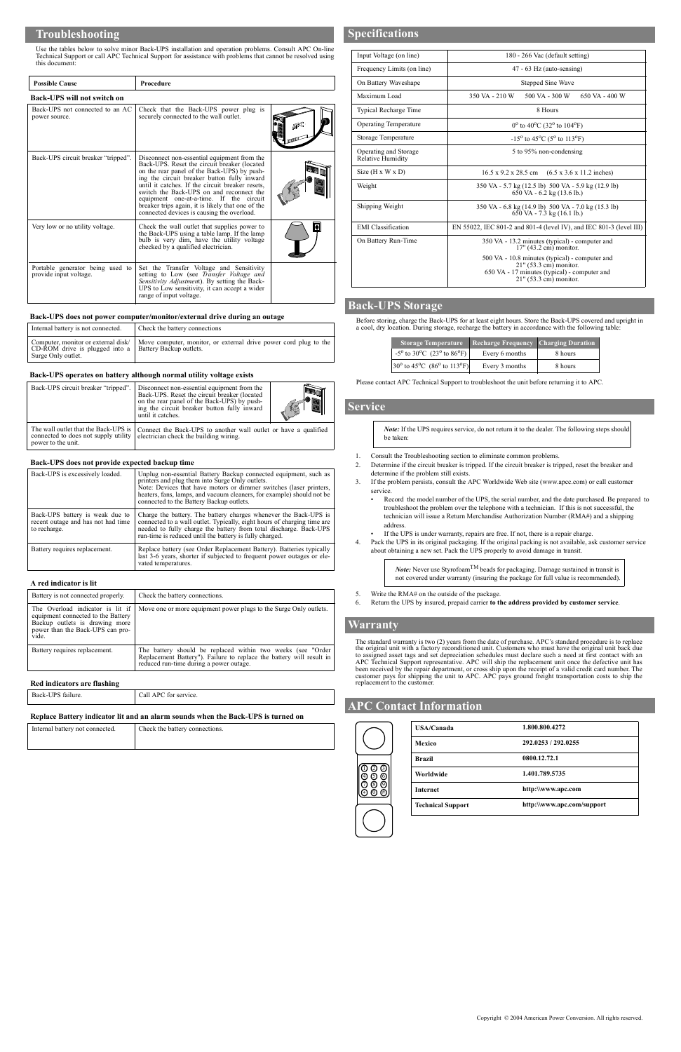## Troubleshooting

Use the tables below to solve minor Back-UPS installation and operation problems. Consult APC On-line Technical Support or call APC Technical Support for assistance with problems that cannot be resolved using this document:

| Possible Cause | Procedure |
|---|---|
| **Back-UPS will not switch on** | |
| Back-UPS not connected to an AC power source. | Check that the Back-UPS power plug is securely connected to the wall outlet. |
| Back-UPS circuit breaker "tripped". | Disconnect non-essential equipment from the Back-UPS. Reset the circuit breaker (located on the rear panel of the Back-UPS) by pushing the circuit breaker button fully inward until it catches. If the circuit breaker resets, switch the Back-UPS on and reconnect the equipment one-at-a-time. If the circuit breaker trips again, it is likely that one of the connected devices is causing the overload. |
| Very low or no utility voltage. | Check the wall outlet that supplies power to the Back-UPS using a table lamp. If the lamp bulb is very dim, have the utility voltage checked by a qualified electrician. |
| Portable generator being used to provide input voltage. | Set the Transfer Voltage and Sensitivity setting to Low (see *Transfer Voltage and Sensitivity Adjustment*). By setting the Back-UPS to Low sensitivity, it can accept a wider range of input voltage. |

**Back-UPS does not power computer/monitor/external drive during an outage**

| | |
|---|---|
| Internal battery is not connected. | Check the battery connections |
| Computer, monitor or external disk/ CD-ROM drive is plugged into a Surge Only outlet. | Move computer, monitor, or external drive power cord plug to the Battery Backup outlets. |

**Back-UPS operates on battery although normal utility voltage exists**

| | |
|---|---|
| Back-UPS circuit breaker "tripped". | Disconnect non-essential equipment from the Back-UPS. Reset the circuit breaker (located on the rear panel of the Back-UPS) by pushing the circuit breaker button fully inward until it catches. |
| The wall outlet that the Back-UPS is connected to does not supply utility power to the unit. | Connect the Back-UPS to another wall outlet or have a qualified electrician check the building wiring. |

**Back-UPS does not provide expected backup time**

| | |
|---|---|
| Back-UPS is excessively loaded. | Unplug non-essential Battery Backup connected equipment, such as printers and plug them into Surge Only outlets. Note: Devices that have motors or dimmer switches (laser printers, heaters, fans, lamps, and vacuum cleaners, for example) should not be connected to the Battery Backup outlets. |
| Back-UPS battery is weak due to recent outage and has not had time to recharge. | Charge the battery. The battery charges whenever the Back-UPS is connected to a wall outlet. Typically, eight hours of charging time are needed to fully charge the battery from total discharge. Back-UPS run-time is reduced until the battery is fully charged. |
| Battery requires replacement. | Replace battery (see Order Replacement Battery). Batteries typically last 3-6 years, shorter if subjected to frequent power outages or elevated temperatures. |

**A red indicator is lit**

| | |
|---|---|
| Battery is not connected properly. | Check the battery connections. |
| The Overload indicator is lit if equipment connected to the Battery Backup outlets is drawing more power than the Back-UPS can provide. | Move one or more equipment power plugs to the Surge Only outlets. |
| Battery requires replacement. | The battery should be replaced within two weeks (see "Order Replacement Battery"). Failure to replace the battery will result in reduced run-time during a power outage. |

**Red indicators are flashing**

| | |
|---|---|
| Back-UPS failure. | Call APC for service. |

**Replace Battery indicator lit and an alarm sounds when the Back-UPS is turned on**

| | |
|---|---|
| Internal battery not connected. | Check the battery connections. |

## Specifications

| | |
|---|---|
| Input Voltage (on line) | 180 - 266 Vac (default setting) |
| Frequency Limits (on line) | 47 - 63 Hz (auto-sensing) |
| On Battery Waveshape | Stepped Sine Wave |
| Maximum Load | 350 VA - 210 W 500 VA - 300 W 650 VA - 400 W |
| Typical Recharge Time | 8 Hours |
| Operating Temperature | $0^o$ to $40^oC$ ($32^o$ to $104^oF$) |
| Storage Temperature | $-15^o$ to $45^oC$ ($5^o$ to $113^oF$) |
| Operating and Storage Relative Humidity | 5 to 95% non-condensing |
| Size (H x W x D) | 16.5 x 9.2 x 28.5 cm (6.5 x 3.6 x 11.2 inches) |
| Weight | 350 VA - 5.7 kg (12.5 lb) 500 VA - 5.9 kg (12.9 lb) 650 VA - 6.2 kg (13.6 lb.) |
| Shipping Weight | 350 VA - 6.8 kg (14.9 lb) 500 VA - 7.0 kg (15.3 lb) 650 VA - 7.3 kg (16.1 lb.) |
| EMI Classification | EN 55022, IEC 801-2 and 801-4 (level IV), and IEC 801-3 (level III) |
| On Battery Run-Time | 350 VA - 13.2 minutes (typical) - computer and 17" (43.2 cm) monitor. 500 VA - 10.8 minutes (typical) - computer and 21" (53.3 cm) monitor. 650 VA - 17 minutes (typical) - computer and 21" (53.3 cm) monitor. |

## Back-UPS Storage

Before storing, charge the Back-UPS for at least eight hours. Store the Back-UPS covered and upright in a cool, dry location. During storage, recharge the battery in accordance with the following table:

| Storage Temperature | Recharge Frequency | Charging Duration |
|---|---|---|
| $-5^o$ to $30^oC$ ($23^o$ to $86^oF$) | Every 6 months | 8 hours |
| $30^o$ to $45^oC$ ($86^o$ to $113^oF$) | Every 3 months | 8 hours |

Please contact APC Technical Support to troubleshoot the unit before returning it to APC.

## Service

*Note:* If the UPS requires service, do not return it to the dealer. The following steps should be taken:

1. Consult the Troubleshooting section to eliminate common problems.
2. Determine if the circuit breaker is tripped. If the circuit breaker is tripped, reset the breaker and determine if the problem still exists.
3. If the problem persists, consult the APC Worldwide Web site (www.apcc.com) or call customer service.
   - Record the model number of the UPS, the serial number, and the date purchased. Be prepared to troubleshoot the problem over the telephone with a technician. If this is not successful, the technician will issue a Return Merchandise Authorization Number (RMA#) and a shipping address.
   - If the UPS is under warranty, repairs are free. If not, there is a repair charge.
4. Pack the UPS in its original packaging. If the original packing is not available, ask customer service about obtaining a new set. Pack the UPS properly to avoid damage in transit.

   *Note:* Never use Styrofoam[TM] beads for packaging. Damage sustained in transit is not covered under warranty (insuring the package for full value is recommended).

5. Write the RMA# on the outside of the package.
6. Return the UPS by insured, prepaid carrier **to the address provided by customer service**.

## Warranty

The standard warranty is two (2) years from the date of purchase. APC's standard procedure is to replace the original unit with a factory reconditioned unit. Customers who must have the original unit back due to assigned asset tags and set depreciation schedules must declare such a need at first contact with an APC Technical Support representative. APC will ship the replacement unit once the defective unit has been received by the repair department, or cross ship upon the receipt of a valid credit card number. The customer pays for shipping the unit to APC. APC pays ground freight transportation costs to ship the replacement to the customer.

## APC Contact Information

| | |
|---|---|
| **USA/Canada** | **1.800.800.4272** |
| **Mexico** | **292.0253 / 292.0255** |
| **Brazil** | **0800.12.72.1** |
| **Worldwide** | **1.401.789.5735** |
| **Internet** | **http:\\www.apc.com** |
| **Technical Support** | **http:\\www.apc.com/support** |

Copyright © 2004 American Power Conversion. All rights reserved.